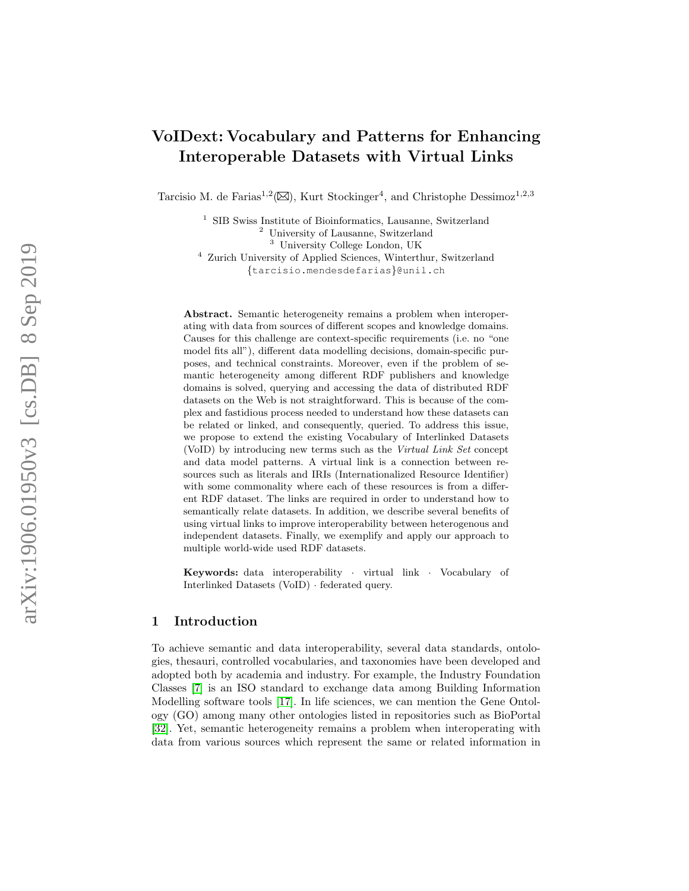# VoIDext: Vocabulary and Patterns for Enhancing Interoperable Datasets with Virtual Links

Tarcisio M. de Farias[1,2](✉), Kurt Stockinger[4], and Christophe Dessimoz[1,2,3]

[1] SIB Swiss Institute of Bioinformatics, Lausanne, Switzerland
[2] University of Lausanne, Switzerland
[3] University College London, UK
[4] Zurich University of Applied Sciences, Winterthur, Switzerland
{tarcisio.mendesdefarias}@unil.ch

**Abstract.** Semantic heterogeneity remains a problem when interoperating with data from sources of different scopes and knowledge domains. Causes for this challenge are context-specific requirements (i.e. no "one model fits all"), different data modelling decisions, domain-specific purposes, and technical constraints. Moreover, even if the problem of semantic heterogeneity among different RDF publishers and knowledge domains is solved, querying and accessing the data of distributed RDF datasets on the Web is not straightforward. This is because of the complex and fastidious process needed to understand how these datasets can be related or linked, and consequently, queried. To address this issue, we propose to extend the existing Vocabulary of Interlinked Datasets (VoID) by introducing new terms such as the *Virtual Link Set* concept and data model patterns. A virtual link is a connection between resources such as literals and IRIs (Internationalized Resource Identifier) with some commonality where each of these resources is from a different RDF dataset. The links are required in order to understand how to semantically relate datasets. In addition, we describe several benefits of using virtual links to improve interoperability between heterogenous and independent datasets. Finally, we exemplify and apply our approach to multiple world-wide used RDF datasets.

**Keywords:** data interoperability · virtual link · Vocabulary of Interlinked Datasets (VoID) · federated query.

## 1 Introduction

To achieve semantic and data interoperability, several data standards, ontologies, thesauri, controlled vocabularies, and taxonomies have been developed and adopted both by academia and industry. For example, the Industry Foundation Classes [7] is an ISO standard to exchange data among Building Information Modelling software tools [17]. In life sciences, we can mention the Gene Ontology (GO) among many other ontologies listed in repositories such as BioPortal [32]. Yet, semantic heterogeneity remains a problem when interoperating with data from various sources which represent the same or related information in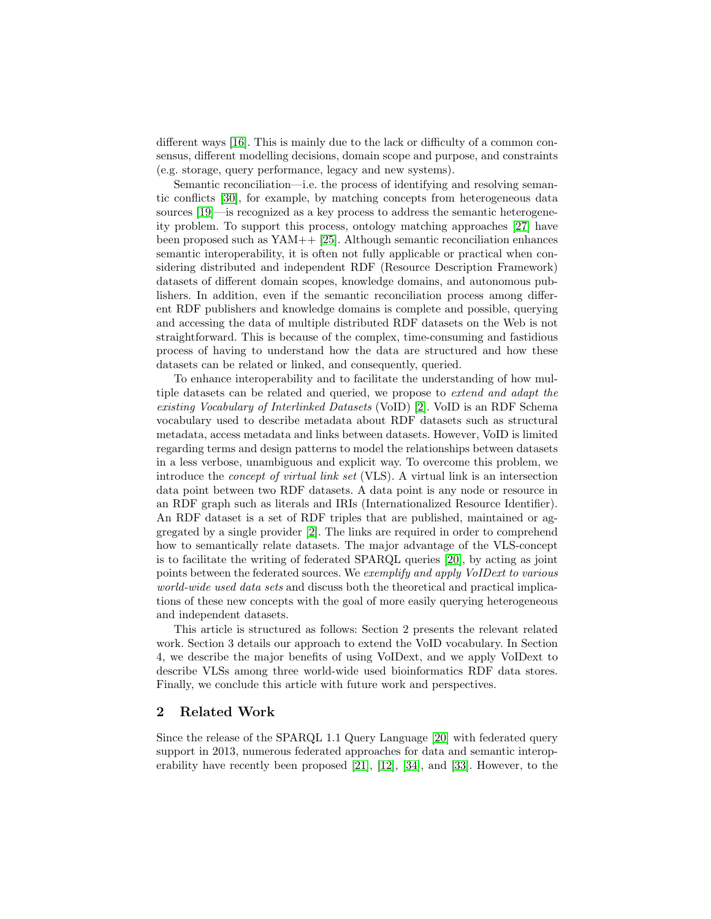different ways [16]. This is mainly due to the lack or difficulty of a common consensus, different modelling decisions, domain scope and purpose, and constraints (e.g. storage, query performance, legacy and new systems).

Semantic reconciliation—i.e. the process of identifying and resolving semantic conflicts [30], for example, by matching concepts from heterogeneous data sources [19]—is recognized as a key process to address the semantic heterogeneity problem. To support this process, ontology matching approaches [27] have been proposed such as YAM++ [25]. Although semantic reconciliation enhances semantic interoperability, it is often not fully applicable or practical when considering distributed and independent RDF (Resource Description Framework) datasets of different domain scopes, knowledge domains, and autonomous publishers. In addition, even if the semantic reconciliation process among different RDF publishers and knowledge domains is complete and possible, querying and accessing the data of multiple distributed RDF datasets on the Web is not straightforward. This is because of the complex, time-consuming and fastidious process of having to understand how the data are structured and how these datasets can be related or linked, and consequently, queried.

To enhance interoperability and to facilitate the understanding of how multiple datasets can be related and queried, we propose to *extend and adapt the existing Vocabulary of Interlinked Datasets* (VoID) [2]. VoID is an RDF Schema vocabulary used to describe metadata about RDF datasets such as structural metadata, access metadata and links between datasets. However, VoID is limited regarding terms and design patterns to model the relationships between datasets in a less verbose, unambiguous and explicit way. To overcome this problem, we introduce the *concept of virtual link set* (VLS). A virtual link is an intersection data point between two RDF datasets. A data point is any node or resource in an RDF graph such as literals and IRIs (Internationalized Resource Identifier). An RDF dataset is a set of RDF triples that are published, maintained or aggregated by a single provider [2]. The links are required in order to comprehend how to semantically relate datasets. The major advantage of the VLS-concept is to facilitate the writing of federated SPARQL queries [20], by acting as joint points between the federated sources. We *exemplify and apply VoIDext to various world-wide used data sets* and discuss both the theoretical and practical implications of these new concepts with the goal of more easily querying heterogeneous and independent datasets.

This article is structured as follows: Section 2 presents the relevant related work. Section 3 details our approach to extend the VoID vocabulary. In Section 4, we describe the major benefits of using VoIDext, and we apply VoIDext to describe VLSs among three world-wide used bioinformatics RDF data stores. Finally, we conclude this article with future work and perspectives.

## 2 Related Work

Since the release of the SPARQL 1.1 Query Language [20] with federated query support in 2013, numerous federated approaches for data and semantic interoperability have recently been proposed [21], [12], [34], and [33]. However, to the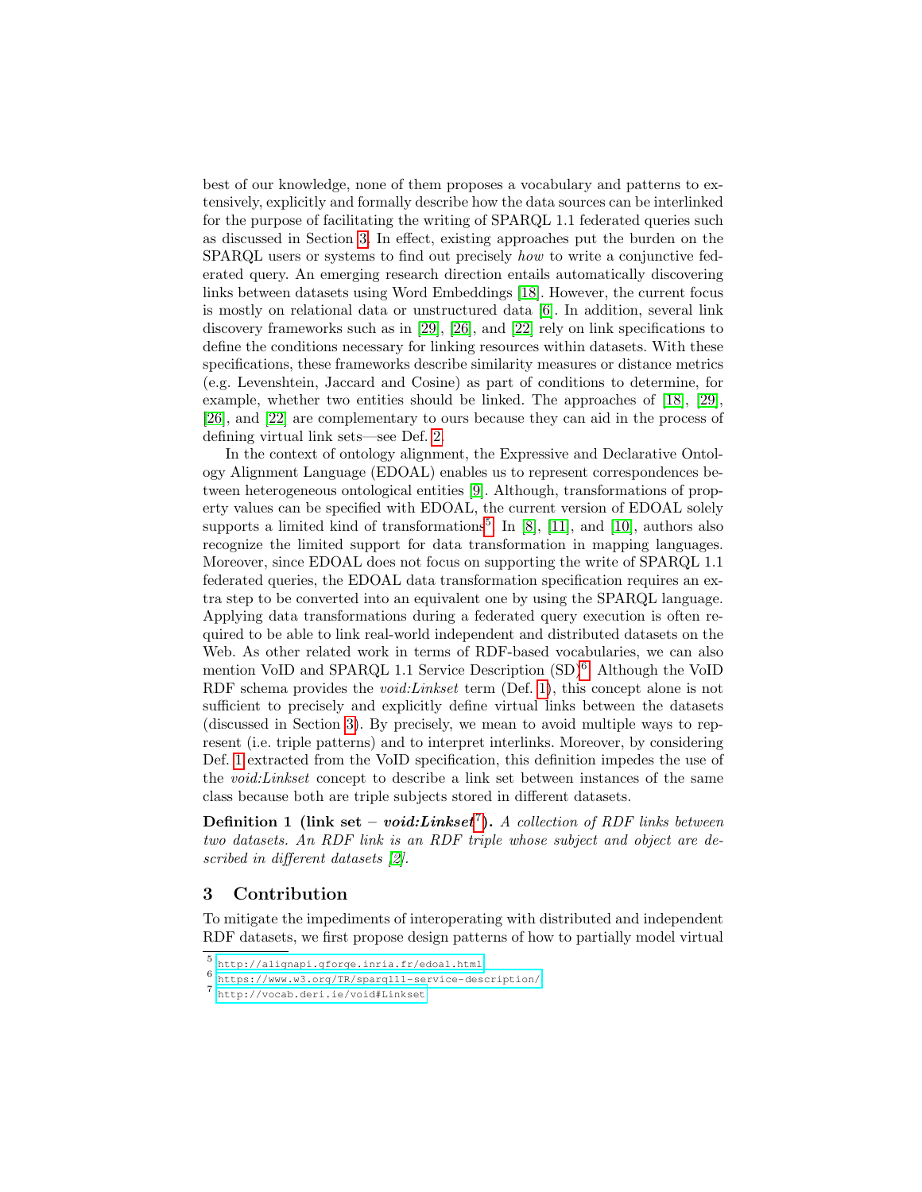best of our knowledge, none of them proposes a vocabulary and patterns to extensively, explicitly and formally describe how the data sources can be interlinked for the purpose of facilitating the writing of SPARQL 1.1 federated queries such as discussed in Section 3. In effect, existing approaches put the burden on the SPARQL users or systems to find out precisely *how* to write a conjunctive federated query. An emerging research direction entails automatically discovering links between datasets using Word Embeddings [18]. However, the current focus is mostly on relational data or unstructured data [6]. In addition, several link discovery frameworks such as in [29], [26], and [22] rely on link specifications to define the conditions necessary for linking resources within datasets. With these specifications, these frameworks describe similarity measures or distance metrics (e.g. Levenshtein, Jaccard and Cosine) as part of conditions to determine, for example, whether two entities should be linked. The approaches of [18], [29], [26], and [22] are complementary to ours because they can aid in the process of defining virtual link sets—see Def. 2.

In the context of ontology alignment, the Expressive and Declarative Ontology Alignment Language (EDOAL) enables us to represent correspondences between heterogeneous ontological entities [9]. Although, transformations of property values can be specified with EDOAL, the current version of EDOAL solely supports a limited kind of transformations[5]. In [8], [11], and [10], authors also recognize the limited support for data transformation in mapping languages. Moreover, since EDOAL does not focus on supporting the write of SPARQL 1.1 federated queries, the EDOAL data transformation specification requires an extra step to be converted into an equivalent one by using the SPARQL language. Applying data transformations during a federated query execution is often required to be able to link real-world independent and distributed datasets on the Web. As other related work in terms of RDF-based vocabularies, we can also mention VoID and SPARQL 1.1 Service Description (SD)[6]. Although the VoID RDF schema provides the *void:Linkset* term (Def. 1), this concept alone is not sufficient to precisely and explicitly define virtual links between the datasets (discussed in Section 3). By precisely, we mean to avoid multiple ways to represent (i.e. triple patterns) and to interpret interlinks. Moreover, by considering Def. 1 extracted from the VoID specification, this definition impedes the use of the *void:Linkset* concept to describe a link set between instances of the same class because both are triple subjects stored in different datasets.

**Definition 1 (link set –** ***void:Linkset***[7]**).** *A collection of RDF links between two datasets. An RDF link is an RDF triple whose subject and object are described in different datasets [2].*

## 3 Contribution

To mitigate the impediments of interoperating with distributed and independent RDF datasets, we first propose design patterns of how to partially model virtual

---

[5] http://alignapi.gforge.inria.fr/edoal.html

[6] https://www.w3.org/TR/sparql11-service-description/

[7] http://vocab.deri.ie/void#Linkset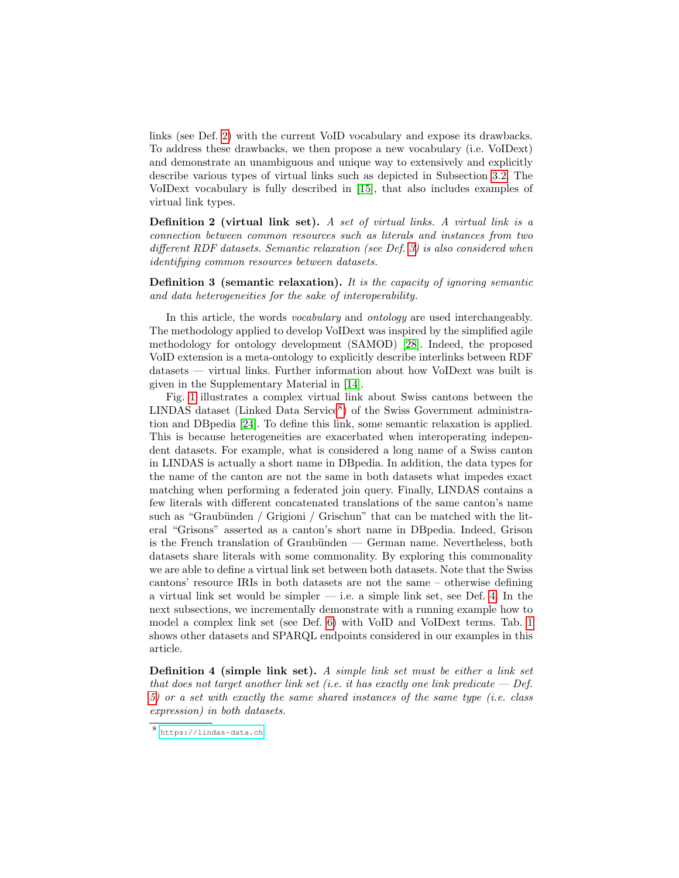links (see Def. 2) with the current VoID vocabulary and expose its drawbacks. To address these drawbacks, we then propose a new vocabulary (i.e. VoIDext) and demonstrate an unambiguous and unique way to extensively and explicitly describe various types of virtual links such as depicted in Subsection 3.2. The VoIDext vocabulary is fully described in [15], that also includes examples of virtual link types.

**Definition 2 (virtual link set).** *A set of virtual links. A virtual link is a connection between common resources such as literals and instances from two different RDF datasets. Semantic relaxation (see Def. 3) is also considered when identifying common resources between datasets.*

**Definition 3 (semantic relaxation).** *It is the capacity of ignoring semantic and data heterogeneities for the sake of interoperability.*

In this article, the words *vocabulary* and *ontology* are used interchangeably. The methodology applied to develop VoIDext was inspired by the simplified agile methodology for ontology development (SAMOD) [28]. Indeed, the proposed VoID extension is a meta-ontology to explicitly describe interlinks between RDF datasets — virtual links. Further information about how VoIDext was built is given in the Supplementary Material in [14].

Fig. 1 illustrates a complex virtual link about Swiss cantons between the LINDAS dataset (Linked Data Service[8]) of the Swiss Government administration and DBpedia [24]. To define this link, some semantic relaxation is applied. This is because heterogeneities are exacerbated when interoperating independent datasets. For example, what is considered a long name of a Swiss canton in LINDAS is actually a short name in DBpedia. In addition, the data types for the name of the canton are not the same in both datasets what impedes exact matching when performing a federated join query. Finally, LINDAS contains a few literals with different concatenated translations of the same canton's name such as "Graubünden / Grigioni / Grischun" that can be matched with the literal "Grisons" asserted as a canton's short name in DBpedia. Indeed, Grison is the French translation of Graubünden — German name. Nevertheless, both datasets share literals with some commonality. By exploring this commonality we are able to define a virtual link set between both datasets. Note that the Swiss cantons' resource IRIs in both datasets are not the same – otherwise defining a virtual link set would be simpler — i.e. a simple link set, see Def. 4. In the next subsections, we incrementally demonstrate with a running example how to model a complex link set (see Def. 6) with VoID and VoIDext terms. Tab. 1 shows other datasets and SPARQL endpoints considered in our examples in this article.

**Definition 4 (simple link set).** *A simple link set must be either a link set that does not target another link set (i.e. it has exactly one link predicate — Def. 5) or a set with exactly the same shared instances of the same type (i.e. class expression) in both datasets.*

[8] https://lindas-data.ch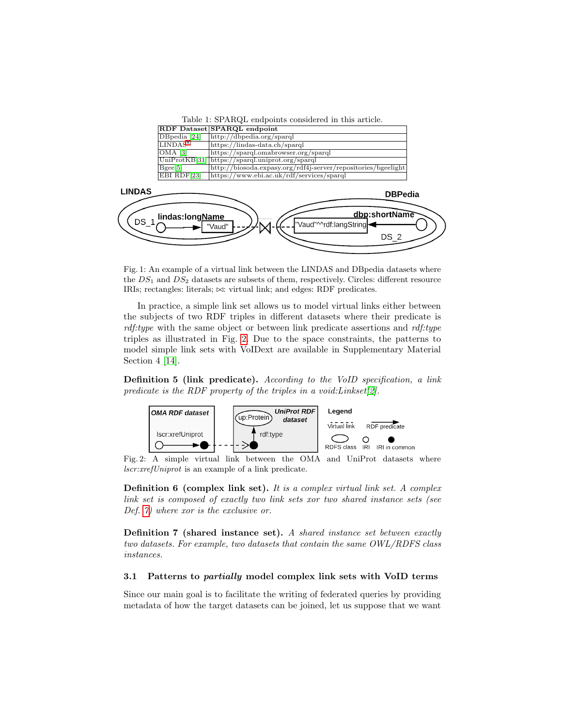Table 1: SPARQL endpoints considered in this article.

| RDF Dataset | SPARQL endpoint |
|---|---|
| DBpedia [24] | http://dbpedia.org/sparql |
| LINDAS[8] | https://lindas-data.ch/sparql |
| OMA [3] | https://sparql.omabrowser.org/sparql |
| UniProtKB[31] | https://sparql.uniprot.org/sparql |
| Bgee[5] | http://biosoda.expasy.org/rdf4j-server/repositories/bgeelight |
| EBI RDF[23] | https://www.ebi.ac.uk/rdf/services/sparql |

Fig. 1: An example of a virtual link between the LINDAS and DBpedia datasets where the $DS_1$ and $DS_2$ datasets are subsets of them, respectively. Circles: different resource IRIs; rectangles: literals; ⋈: virtual link; and edges: RDF predicates.

In practice, a simple link set allows us to model virtual links either between the subjects of two RDF triples in different datasets where their predicate is *rdf:type* with the same object or between link predicate assertions and *rdf:type* triples as illustrated in Fig. 2. Due to the space constraints, the patterns to model simple link sets with VoIDext are available in Supplementary Material Section 4 [14].

**Definition 5 (link predicate).** *According to the VoID specification, a link predicate is the RDF property of the triples in a void:Linkset[2].*

Fig. 2: A simple virtual link between the OMA and UniProt datasets where *lscr:xrefUniprot* is an example of a link predicate.

**Definition 6 (complex link set).** *It is a complex virtual link set. A complex link set is composed of exactly two link sets xor two shared instance sets (see Def. 7) where xor is the exclusive or.*

**Definition 7 (shared instance set).** *A shared instance set between exactly two datasets. For example, two datasets that contain the same OWL/RDFS class instances.*

### 3.1 Patterns to *partially* model complex link sets with VoID terms

Since our main goal is to facilitate the writing of federated queries by providing metadata of how the target datasets can be joined, let us suppose that we want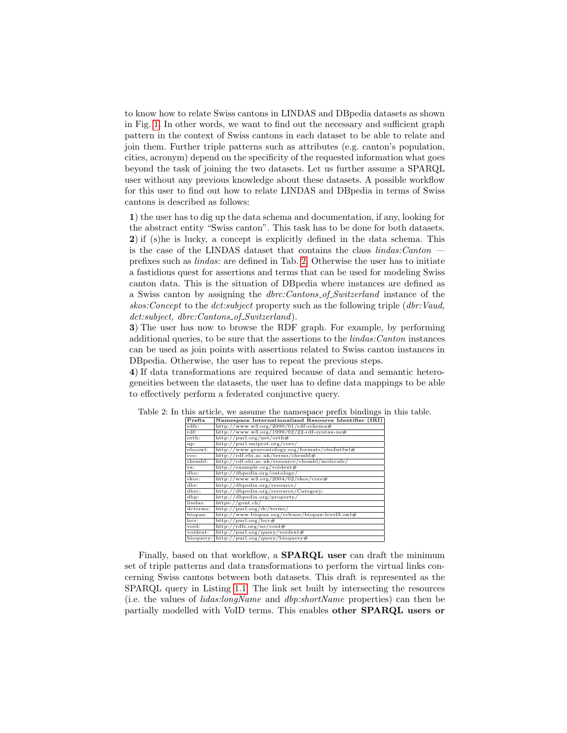to know how to relate Swiss cantons in LINDAS and DBpedia datasets as shown in Fig. 1. In other words, we want to find out the necessary and sufficient graph pattern in the context of Swiss cantons in each dataset to be able to relate and join them. Further triple patterns such as attributes (e.g. canton's population, cities, acronym) depend on the specificity of the requested information what goes beyond the task of joining the two datasets. Let us further assume a SPARQL user without any previous knowledge about these datasets. A possible workflow for this user to find out how to relate LINDAS and DBpedia in terms of Swiss cantons is described as follows:

**1**) the user has to dig up the data schema and documentation, if any, looking for the abstract entity "Swiss canton". This task has to be done for both datasets.
**2**) if (s)he is lucky, a concept is explicitly defined in the data schema. This is the case of the LINDAS dataset that contains the class *lindas:Canton* — prefixes such as *lindas:* are defined in Tab. 2. Otherwise the user has to initiate a fastidious quest for assertions and terms that can be used for modeling Swiss canton data. This is the situation of DBpedia where instances are defined as a Swiss canton by assigning the *dbrc:Cantons_of_Switzerland* instance of the *skos:Concept* to the *dct:subject* property such as the following triple (*dbr:Vaud, dct:subject, dbrc:Cantons_of_Switzerland*).
**3**) The user has now to browse the RDF graph. For example, by performing additional queries, to be sure that the assertions to the *lindas:Canton* instances can be used as join points with assertions related to Swiss canton instances in DBpedia. Otherwise, the user has to repeat the previous steps.
**4**) If data transformations are required because of data and semantic heterogeneities between the datasets, the user has to define data mappings to be able to effectively perform a federated conjunctive query.

Table 2: In this article, we assume the namespace prefix bindings in this table.

| Prefix | Namespace Internationalized Resource Identifier (IRI) |
|---|---|
| rdfs: | http://www.w3.org/2000/01/rdf-schema# |
| rdf: | http://www.w3.org/1999/02/22-rdf-syntax-ns# |
| orth: | http://purl.org/net/orth# |
| up: | http://purl.uniprot.org/core/ |
| oboowl: | http://www.geneontology.org/formats/oboInOwl# |
| cco: | http://rdf.ebi.ac.uk/terms/chembl# |
| chembl: | http://rdf.ebi.ac.uk/resource/chembl/molecule/ |
| ex: | http://example.org/voidext# |
| dbo: | http://dbpedia.org/ontology/ |
| skos: | http://www.w3.org/2004/02/skos/core# |
| dbr: | http://dbpedia.org/resource/ |
| dbrc: | http://dbpedia.org/resource/Category: |
| dbp: | http://dbpedia.org/property/ |
| lindas: | https://gont.ch/ |
| dcterms: | http://purl.org/dc/terms/ |
| biopax: | http://www.biopax.org/release/biopax-level3.owl# |
| lscr: | http://purl.org/lscr# |
| void: | http://rdfs.org/ns/void# |
| voidext: | http://purl.org/query/voidext# |
| bioquery: | http://purl.org/query/bioquery# |

Finally, based on that workflow, a **SPARQL user** can draft the minimum set of triple patterns and data transformations to perform the virtual links concerning Swiss cantons between both datasets. This draft is represented as the SPARQL query in Listing 1.1. The link set built by intersecting the resources (i.e. the values of *lidas:longName* and *dbp:shortName* properties) can then be partially modelled with VoID terms. This enables **other SPARQL users or**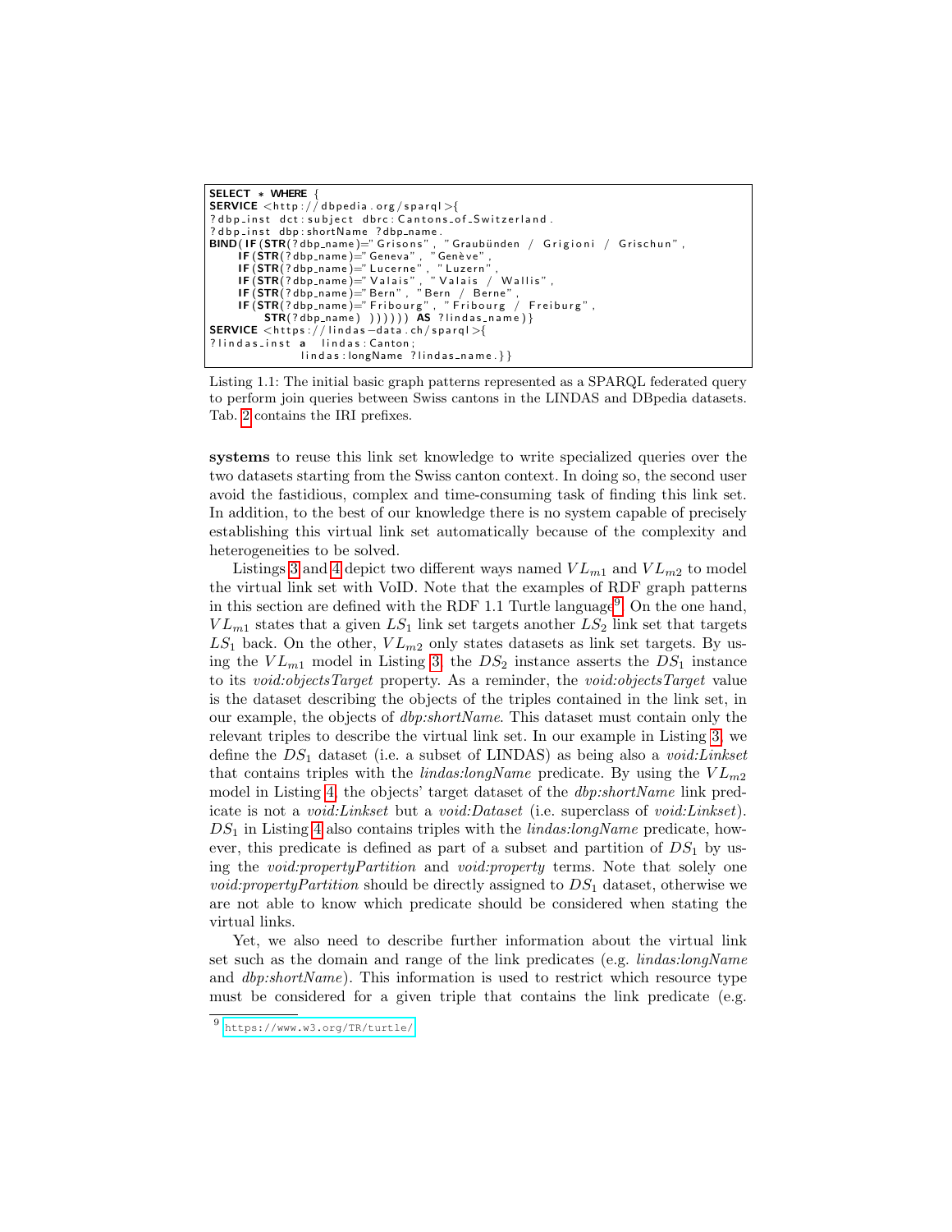```
SELECT * WHERE {
SERVICE <http://dbpedia.org/sparql>{
?dbp_inst dct:subject dbrc:Cantons_of_Switzerland.
?dbp_inst dbp:shortName ?dbp_name.
BIND(IF(STR(?dbp_name)="Grisons", "Graubünden / Grigioni / Grischun",
     IF(STR(?dbp_name)="Geneva", "Genève",
     IF(STR(?dbp_name)="Lucerne", "Luzern",
     IF(STR(?dbp_name)="Valais", "Valais / Wallis",
     IF(STR(?dbp_name)="Bern", "Bern / Berne",
     IF(STR(?dbp_name)="Fribourg", "Fribourg / Freiburg",
        STR(?dbp_name) )))))) AS ?lindas_name)}
SERVICE <https://lindas-data.ch/sparql>{
?lindas_inst a  lindas:Canton;
             lindas:longName ?lindas_name.}}
```

Listing 1.1: The initial basic graph patterns represented as a SPARQL federated query to perform join queries between Swiss cantons in the LINDAS and DBpedia datasets. Tab. 2 contains the IRI prefixes.

**systems** to reuse this link set knowledge to write specialized queries over the two datasets starting from the Swiss canton context. In doing so, the second user avoid the fastidious, complex and time-consuming task of finding this link set. In addition, to the best of our knowledge there is no system capable of precisely establishing this virtual link set automatically because of the complexity and heterogeneities to be solved.

Listings 3 and 4 depict two different ways named $VL_{m1}$ and $VL_{m2}$ to model the virtual link set with VoID. Note that the examples of RDF graph patterns in this section are defined with the RDF 1.1 Turtle language[9]. On the one hand, $VL_{m1}$ states that a given $LS_1$ link set targets another $LS_2$ link set that targets $LS_1$ back. On the other, $VL_{m2}$ only states datasets as link set targets. By using the $VL_{m1}$ model in Listing 3, the $DS_2$ instance asserts the $DS_1$ instance to its *void:objectsTarget* property. As a reminder, the *void:objectsTarget* value is the dataset describing the objects of the triples contained in the link set, in our example, the objects of *dbp:shortName*. This dataset must contain only the relevant triples to describe the virtual link set. In our example in Listing 3, we define the $DS_1$ dataset (i.e. a subset of LINDAS) as being also a *void:Linkset* that contains triples with the *lindas:longName* predicate. By using the $VL_{m2}$ model in Listing 4, the objects' target dataset of the *dbp:shortName* link predicate is not a *void:Linkset* but a *void:Dataset* (i.e. superclass of *void:Linkset*). $DS_1$ in Listing 4 also contains triples with the *lindas:longName* predicate, however, this predicate is defined as part of a subset and partition of $DS_1$ by using the *void:propertyPartition* and *void:property* terms. Note that solely one *void:propertyPartition* should be directly assigned to $DS_1$ dataset, otherwise we are not able to know which predicate should be considered when stating the virtual links.

Yet, we also need to describe further information about the virtual link set such as the domain and range of the link predicates (e.g. *lindas:longName* and *dbp:shortName*). This information is used to restrict which resource type must be considered for a given triple that contains the link predicate (e.g.

[9] https://www.w3.org/TR/turtle/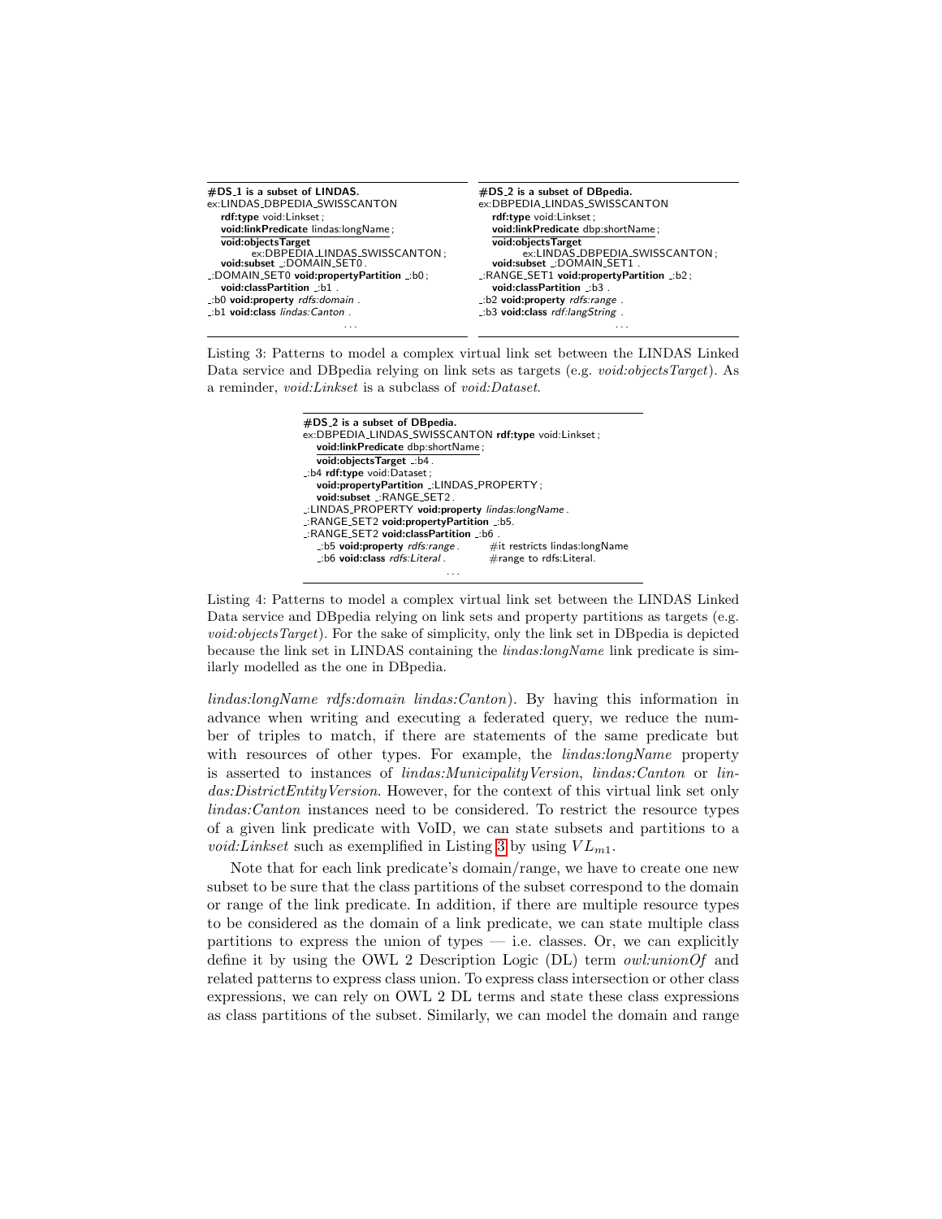```
#DS_1 is a subset of LINDAS.
ex:LINDAS_DBPEDIA_SWISSCANTON
   rdf:type void:Linkset ;
   void:linkPredicate lindas:longName ;
   void:objectsTarget
        ex:DBPEDIA_LINDAS_SWISSCANTON ;
   void:subset _:DOMAIN_SET0 .
_:DOMAIN_SET0 void:propertyPartition _:b0 ;
   void:classPartition _:b1 .
_:b0 void:property rdfs:domain .
_:b1 void:class lindas:Canton .
                    ...
```

```
#DS_2 is a subset of DBpedia.
ex:DBPEDIA_LINDAS_SWISSCANTON
   rdf:type void:Linkset ;
   void:linkPredicate dbp:shortName ;
   void:objectsTarget
        ex:LINDAS_DBPEDIA_SWISSCANTON ;
   void:subset _:DOMAIN_SET1 .
_:RANGE_SET1 void:propertyPartition _:b2 ;
   void:classPartition _:b3 .
_:b2 void:property rdfs:range .
_:b3 void:class rdf:langString .
                    ...
```

Listing 3: Patterns to model a complex virtual link set between the LINDAS Linked Data service and DBpedia relying on link sets as targets (e.g. *void:objectsTarget*). As a reminder, *void:Linkset* is a subclass of *void:Dataset*.

```
#DS_2 is a subset of DBpedia.
ex:DBPEDIA_LINDAS_SWISSCANTON rdf:type void:Linkset ;
   void:linkPredicate dbp:shortName ;
   void:objectsTarget _:b4 .
_:b4 rdf:type void:Dataset ;
   void:propertyPartition _:LINDAS_PROPERTY ;
   void:subset _:RANGE_SET2 .
_:LINDAS_PROPERTY void:property lindas:longName .
_:RANGE_SET2 void:propertyPartition _:b5.
_:RANGE_SET2 void:classPartition _:b6 .
   _:b5 void:property rdfs:range .      #it restricts lindas:longName
   _:b6 void:class rdfs:Literal .       #range to rdfs:Literal.
                    ...
```

Listing 4: Patterns to model a complex virtual link set between the LINDAS Linked Data service and DBpedia relying on link sets and property partitions as targets (e.g. *void:objectsTarget*). For the sake of simplicity, only the link set in DBpedia is depicted because the link set in LINDAS containing the *lindas:longName* link predicate is similarly modelled as the one in DBpedia.

*lindas:longName rdfs:domain lindas:Canton*). By having this information in advance when writing and executing a federated query, we reduce the number of triples to match, if there are statements of the same predicate but with resources of other types. For example, the *lindas:longName* property is asserted to instances of *lindas:MunicipalityVersion*, *lindas:Canton* or *lindas:DistrictEntityVersion*. However, for the context of this virtual link set only *lindas:Canton* instances need to be considered. To restrict the resource types of a given link predicate with VoID, we can state subsets and partitions to a *void:Linkset* such as exemplified in Listing 3 by using $VL_{m1}$.

Note that for each link predicate's domain/range, we have to create one new subset to be sure that the class partitions of the subset correspond to the domain or range of the link predicate. In addition, if there are multiple resource types to be considered as the domain of a link predicate, we can state multiple class partitions to express the union of types — i.e. classes. Or, we can explicitly define it by using the OWL 2 Description Logic (DL) term *owl:unionOf* and related patterns to express class union. To express class intersection or other class expressions, we can rely on OWL 2 DL terms and state these class expressions as class partitions of the subset. Similarly, we can model the domain and range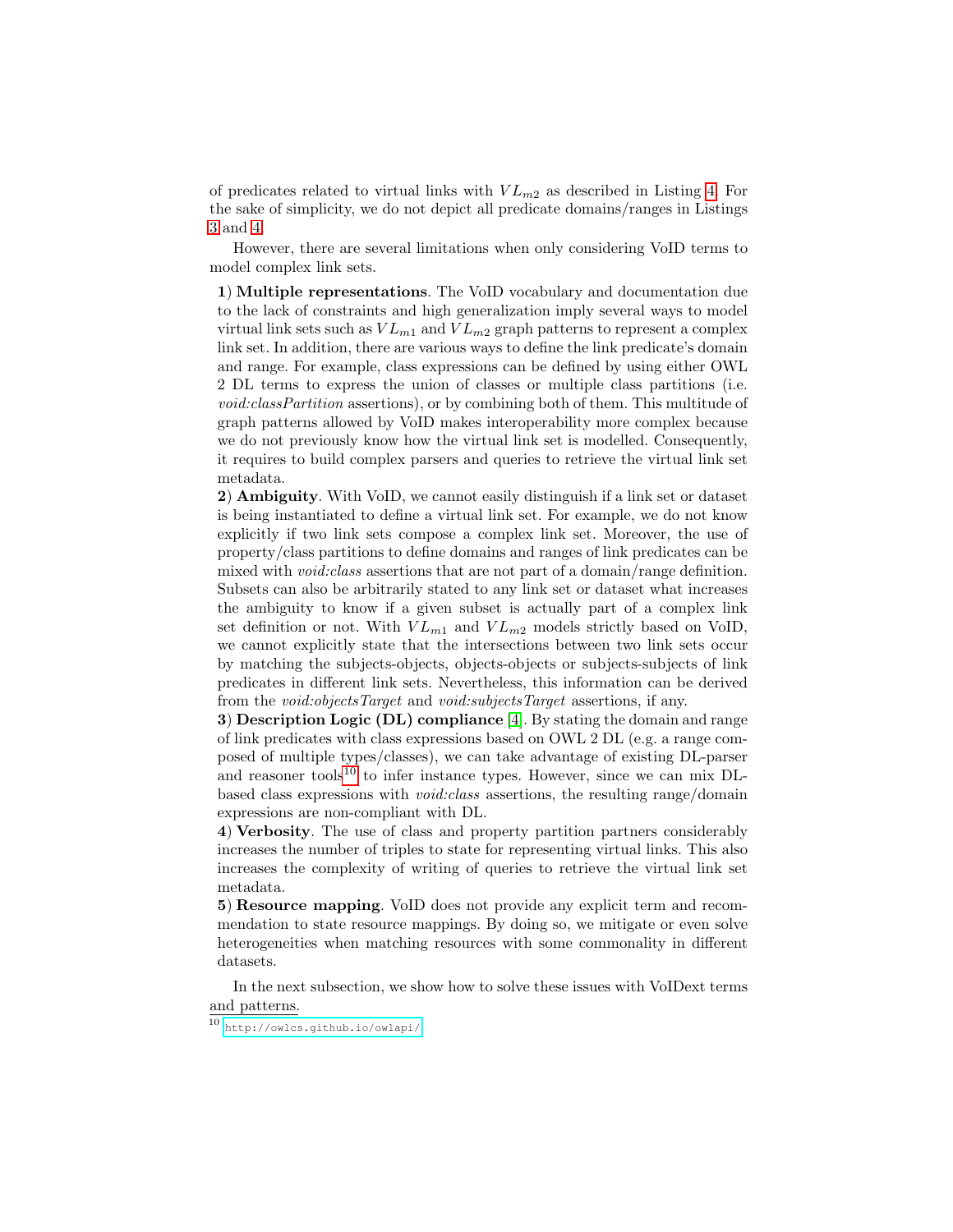of predicates related to virtual links with $VL_{m2}$ as described in Listing 4. For the sake of simplicity, we do not depict all predicate domains/ranges in Listings 3 and 4.

However, there are several limitations when only considering VoID terms to model complex link sets.

**1**) **Multiple representations**. The VoID vocabulary and documentation due to the lack of constraints and high generalization imply several ways to model virtual link sets such as $VL_{m1}$ and $VL_{m2}$ graph patterns to represent a complex link set. In addition, there are various ways to define the link predicate's domain and range. For example, class expressions can be defined by using either OWL 2 DL terms to express the union of classes or multiple class partitions (i.e. *void:classPartition* assertions), or by combining both of them. This multitude of graph patterns allowed by VoID makes interoperability more complex because we do not previously know how the virtual link set is modelled. Consequently, it requires to build complex parsers and queries to retrieve the virtual link set metadata.

**2**) **Ambiguity**. With VoID, we cannot easily distinguish if a link set or dataset is being instantiated to define a virtual link set. For example, we do not know explicitly if two link sets compose a complex link set. Moreover, the use of property/class partitions to define domains and ranges of link predicates can be mixed with *void:class* assertions that are not part of a domain/range definition. Subsets can also be arbitrarily stated to any link set or dataset what increases the ambiguity to know if a given subset is actually part of a complex link set definition or not. With $VL_{m1}$ and $VL_{m2}$ models strictly based on VoID, we cannot explicitly state that the intersections between two link sets occur by matching the subjects-objects, objects-objects or subjects-subjects of link predicates in different link sets. Nevertheless, this information can be derived from the *void:objectsTarget* and *void:subjectsTarget* assertions, if any.

**3**) **Description Logic (DL) compliance** [4]. By stating the domain and range of link predicates with class expressions based on OWL 2 DL (e.g. a range composed of multiple types/classes), we can take advantage of existing DL-parser and reasoner tools[10] to infer instance types. However, since we can mix DL-based class expressions with *void:class* assertions, the resulting range/domain expressions are non-compliant with DL.

**4**) **Verbosity**. The use of class and property partition partners considerably increases the number of triples to state for representing virtual links. This also increases the complexity of writing of queries to retrieve the virtual link set metadata.

**5**) **Resource mapping**. VoID does not provide any explicit term and recommendation to state resource mappings. By doing so, we mitigate or even solve heterogeneities when matching resources with some commonality in different datasets.

In the next subsection, we show how to solve these issues with VoIDext terms and patterns.

[10] http://owlcs.github.io/owlapi/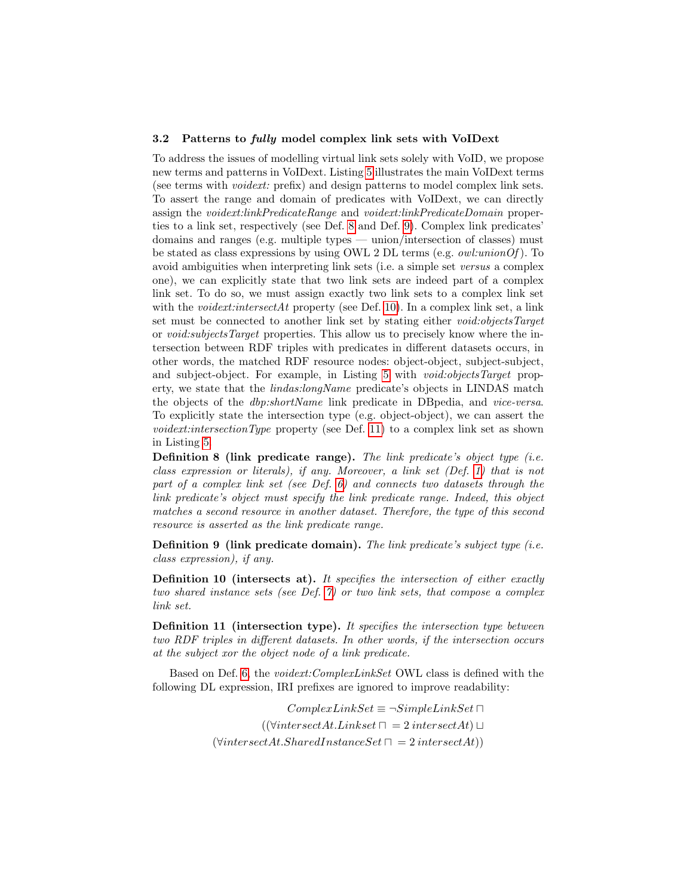### 3.2 Patterns to *fully* model complex link sets with VoIDext

To address the issues of modelling virtual link sets solely with VoID, we propose new terms and patterns in VoIDext. Listing 5 illustrates the main VoIDext terms (see terms with *voidext:* prefix) and design patterns to model complex link sets. To assert the range and domain of predicates with VoIDext, we can directly assign the *voidext:linkPredicateRange* and *voidext:linkPredicateDomain* properties to a link set, respectively (see Def. 8 and Def. 9). Complex link predicates' domains and ranges (e.g. multiple types — union/intersection of classes) must be stated as class expressions by using OWL 2 DL terms (e.g. *owl:unionOf* ). To avoid ambiguities when interpreting link sets (i.e. a simple set *versus* a complex one), we can explicitly state that two link sets are indeed part of a complex link set. To do so, we must assign exactly two link sets to a complex link set with the *voidext:intersectAt* property (see Def. 10). In a complex link set, a link set must be connected to another link set by stating either *void:objectsTarget* or *void:subjectsTarget* properties. This allow us to precisely know where the intersection between RDF triples with predicates in different datasets occurs, in other words, the matched RDF resource nodes: object-object, subject-subject, and subject-object. For example, in Listing 5 with *void:objectsTarget* property, we state that the *lindas:longName* predicate's objects in LINDAS match the objects of the *dbp:shortName* link predicate in DBpedia, and *vice-versa*. To explicitly state the intersection type (e.g. object-object), we can assert the *voidext:intersectionType* property (see Def. 11) to a complex link set as shown in Listing 5.

**Definition 8 (link predicate range).** *The link predicate's object type (i.e. class expression or literals), if any. Moreover, a link set (Def. 1) that is not part of a complex link set (see Def. 6) and connects two datasets through the link predicate's object must specify the link predicate range. Indeed, this object matches a second resource in another dataset. Therefore, the type of this second resource is asserted as the link predicate range.*

**Definition 9 (link predicate domain).** *The link predicate's subject type (i.e. class expression), if any.*

**Definition 10 (intersects at).** *It specifies the intersection of either exactly two shared instance sets (see Def. 7) or two link sets, that compose a complex link set.*

**Definition 11 (intersection type).** *It specifies the intersection type between two RDF triples in different datasets. In other words, if the intersection occurs at the subject xor the object node of a link predicate.*

Based on Def. 6, the *voidext:ComplexLinkSet* OWL class is defined with the following DL expression, IRI prefixes are ignored to improve readability:

$$
\begin{aligned}
ComplexLinkSet \equiv \neg SimpleLinkSet \sqcap \\
((\forall intersectAt.Linkset \sqcap = 2\, intersectAt) \sqcup \\
(\forall intersectAt.SharedInstanceSet \sqcap = 2\, intersectAt))
\end{aligned}
$$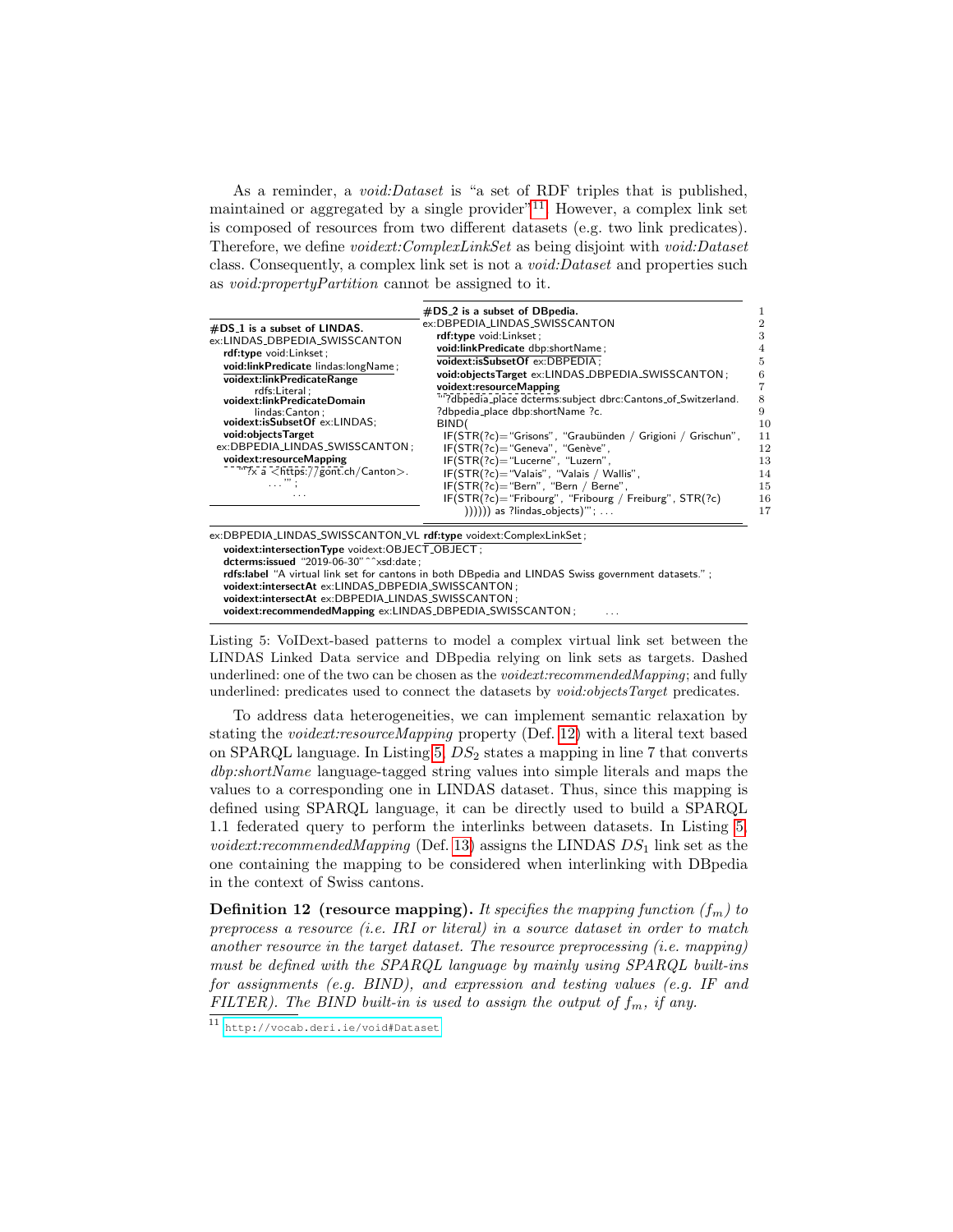As a reminder, a *void:Dataset* is "a set of RDF triples that is published, maintained or aggregated by a single provider"[11]. However, a complex link set is composed of resources from two different datasets (e.g. two link predicates). Therefore, we define *voidext:ComplexLinkSet* as being disjoint with *void:Dataset* class. Consequently, a complex link set is not a *void:Dataset* and properties such as *void:propertyPartition* cannot be assigned to it.

```
#DS_1 is a subset of LINDAS.
ex:LINDAS_DBPEDIA_SWISSCANTON
  rdf:type void:Linkset ;
  void:linkPredicate lindas:longName ;
  voidext:linkPredicateRange
      rdfs:Literal ;
  voidext:linkPredicateDomain
      lindas:Canton ;
  voidext:isSubsetOf ex:LINDAS;
  void:objectsTarget
 ex:DBPEDIA_LINDAS_SWISSCANTON ;
  voidext:resourceMapping
    """?x a <https://gont.ch/Canton>.
         . . . """ ;
              . . .
```

```
#DS_2 is a subset of DBpedia.                                                      1
ex:DBPEDIA_LINDAS_SWISSCANTON                                                      2
  rdf:type void:Linkset ;                                                          3
  void:linkPredicate dbp:shortName ;                                               4
  voidext:isSubsetOf ex:DBPEDIA ;                                                  5
  void:objectsTarget ex:LINDAS_DBPEDIA_SWISSCANTON ;                               6
  voidext:resourceMapping                                                          7
  """?dbpedia_place dcterms:subject dbrc:Cantons_of_Switzerland.                   8
  ?dbpedia_place dbp:shortName ?c.                                                 9
  BIND(                                                                            10
    IF(STR(?c)="Grisons", "Graubünden / Grigioni / Grischun",                      11
    IF(STR(?c)="Geneva", "Genève",                                                 12
    IF(STR(?c)="Lucerne", "Luzern",                                                13
    IF(STR(?c)="Valais", "Valais / Wallis",                                        14
    IF(STR(?c)="Bern", "Bern / Berne",                                             15
    IF(STR(?c)="Fribourg", "Fribourg / Freiburg", STR(?c)                          16
        )))))) as ?lindas_objects)""" ; . . .                                       17
```

```
ex:DBPEDIA_LINDAS_SWISSCANTON_VL rdf:type voidext:ComplexLinkSet ;
  voidext:intersectionType voidext:OBJECT_OBJECT ;
  dcterms:issued "2019-06-30"^^xsd:date ;
  rdfs:label "A virtual link set for cantons in both DBpedia and LINDAS Swiss government datasets." ;
  voidext:intersectAt ex:LINDAS_DBPEDIA_SWISSCANTON ;
  voidext:intersectAt ex:DBPEDIA_LINDAS_SWISSCANTON ;
  voidext:recommendedMapping ex:LINDAS_DBPEDIA_SWISSCANTON ;       . . .
```

Listing 5: VoIDext-based patterns to model a complex virtual link set between the LINDAS Linked Data service and DBpedia relying on link sets as targets. Dashed underlined: one of the two can be chosen as the *voidext:recommendedMapping*; and fully underlined: predicates used to connect the datasets by *void:objectsTarget* predicates.

To address data heterogeneities, we can implement semantic relaxation by stating the *voidext:resourceMapping* property (Def. 12) with a literal text based on SPARQL language. In Listing 5, $DS_2$ states a mapping in line 7 that converts *dbp:shortName* language-tagged string values into simple literals and maps the values to a corresponding one in LINDAS dataset. Thus, since this mapping is defined using SPARQL language, it can be directly used to build a SPARQL 1.1 federated query to perform the interlinks between datasets. In Listing 5, *voidext:recommendedMapping* (Def. 13) assigns the LINDAS $DS_1$ link set as the one containing the mapping to be considered when interlinking with DBpedia in the context of Swiss cantons.

**Definition 12 (resource mapping).** *It specifies the mapping function ($f_m$) to preprocess a resource (i.e. IRI or literal) in a source dataset in order to match another resource in the target dataset. The resource preprocessing (i.e. mapping) must be defined with the SPARQL language by mainly using SPARQL built-ins for assignments (e.g. BIND), and expression and testing values (e.g. IF and FILTER). The BIND built-in is used to assign the output of $f_m$, if any.*

[11] http://vocab.deri.ie/void#Dataset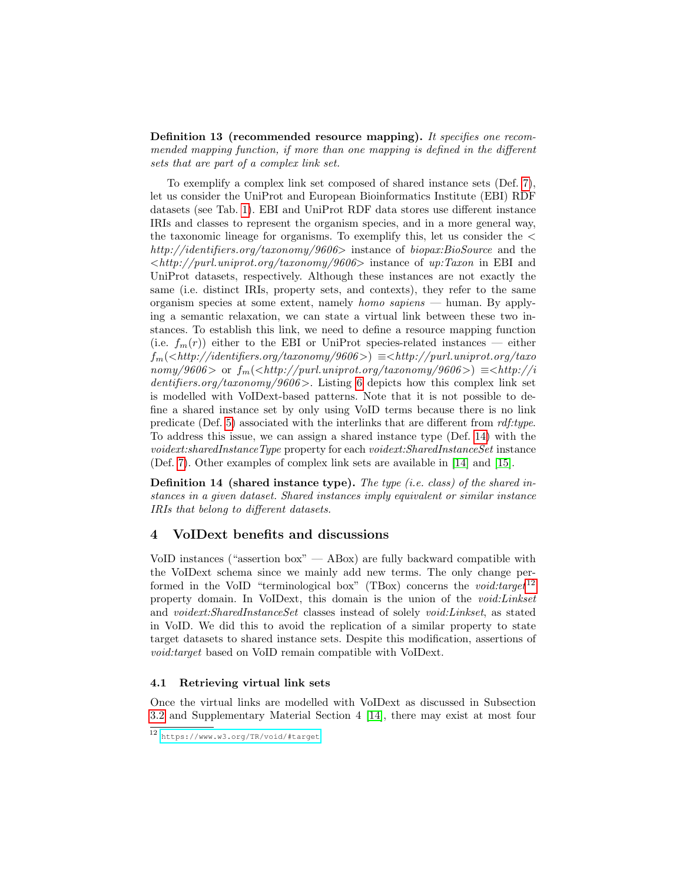**Definition 13 (recommended resource mapping).** *It specifies one recommended mapping function, if more than one mapping is defined in the different sets that are part of a complex link set.*

To exemplify a complex link set composed of shared instance sets (Def. 7), let us consider the UniProt and European Bioinformatics Institute (EBI) RDF datasets (see Tab. 1). EBI and UniProt RDF data stores use different instance IRIs and classes to represent the organism species, and in a more general way, the taxonomic lineage for organisms. To exemplify this, let us consider the *<http://identifiers.org/taxonomy/9606>* instance of *biopax:BioSource* and the *<http://purl.uniprot.org/taxonomy/9606>* instance of *up:Taxon* in EBI and UniProt datasets, respectively. Although these instances are not exactly the same (i.e. distinct IRIs, property sets, and contexts), they refer to the same organism species at some extent, namely *homo sapiens* — human. By applying a semantic relaxation, we can state a virtual link between these two instances. To establish this link, we need to define a resource mapping function (i.e. $f_m(r)$) either to the EBI or UniProt species-related instances — either $f_m$(*<http://identifiers.org/taxonomy/9606>*) $\equiv$*<http://purl.uniprot.org/taxonomy/9606>* or $f_m$(*<http://purl.uniprot.org/taxonomy/9606>*) $\equiv$*<http://identifiers.org/taxonomy/9606>*. Listing 6 depicts how this complex link set is modelled with VoIDext-based patterns. Note that it is not possible to define a shared instance set by only using VoID terms because there is no link predicate (Def. 5) associated with the interlinks that are different from *rdf:type*. To address this issue, we can assign a shared instance type (Def. 14) with the *voidext:sharedInstanceType* property for each *voidext:SharedInstanceSet* instance (Def. 7). Other examples of complex link sets are available in [14] and [15].

**Definition 14 (shared instance type).** *The type (i.e. class) of the shared instances in a given dataset. Shared instances imply equivalent or similar instance IRIs that belong to different datasets.*

## 4 VoIDext benefits and discussions

VoID instances ("assertion box" — ABox) are fully backward compatible with the VoIDext schema since we mainly add new terms. The only change performed in the VoID "terminological box" (TBox) concerns the *void:target*[12] property domain. In VoIDext, this domain is the union of the *void:Linkset* and *voidext:SharedInstanceSet* classes instead of solely *void:Linkset*, as stated in VoID. We did this to avoid the replication of a similar property to state target datasets to shared instance sets. Despite this modification, assertions of *void:target* based on VoID remain compatible with VoIDext.

### 4.1 Retrieving virtual link sets

Once the virtual links are modelled with VoIDext as discussed in Subsection 3.2 and Supplementary Material Section 4 [14], there may exist at most four

[12] https://www.w3.org/TR/void/#target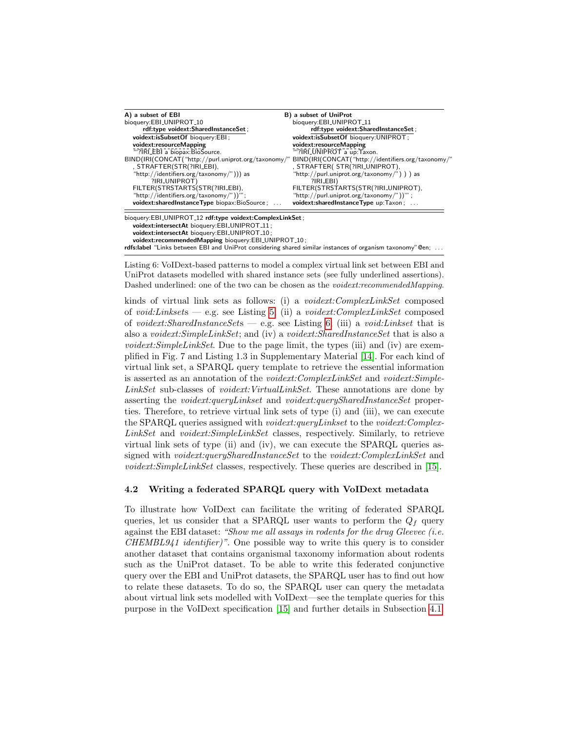| **A) a subset of EBI** | **B) a subset of UniProt** |
|---|---|
| bioquery:EBI_UNIPROT_10 | bioquery:EBI_UNIPROT_11 |
| **rdf:type voidext:SharedInstanceSet** ; | **rdf:type voidext:SharedInstanceSet** ; |
| **voidext:isSubsetOf** bioquery:EBI ; | **voidext:isSubsetOf** bioquery:UNIPROT ; |
| **voidext:resourceMapping** | **voidext:resourceMapping** |
| """?IRI_EBI a biopax:BioSource. | """?IRI_UNIPROT a up:Taxon. |
| BIND(IRI(CONCAT("http://purl.uniprot.org/taxonomy/" | BIND(IRI(CONCAT("http://identifiers.org/taxonomy/" |
| , STRAFTER(STR(?IRI_EBI), | , STRAFTER( STR(?IRI_UNIPROT), |
| "http://identifiers.org/taxonomy/"))) as | "http://purl.uniprot.org/taxonomy/") ) ) as |
| ?IRI_UNIPROT) | ?IRI_EBI) |
| FILTER(STRSTARTS(STR(?IRI_EBI), | FILTER(STRSTARTS(STR(?IRI_UNIPROT), |
| "http://identifiers.org/taxonomy/"))""" ; | "http://purl.uniprot.org/taxonomy/"))""" ; |
| **voidext:sharedInstanceType** biopax:BioSource ; ... | **voidext:sharedInstanceType** up:Taxon ; ... |

```
bioquery:EBI_UNIPROT_12 rdf:type voidext:ComplexLinkSet ;
   voidext:intersectAt bioquery:EBI_UNIPROT_11 ;
   voidext:intersectAt bioquery:EBI_UNIPROT_10 ;
   voidext:recommendedMapping bioquery:EBI_UNIPROT_10 ;
rdfs:label "Links between EBI and UniProt considering shared similar instances of organism taxonomy"@en; ...
```

Listing 6: VoIDext-based patterns to model a complex virtual link set between EBI and UniProt datasets modelled with shared instance sets (see fully underlined assertions). Dashed underlined: one of the two can be chosen as the *voidext:recommendedMapping*.

kinds of virtual link sets as follows: (i) a *voidext:ComplexLinkSet* composed of *void:Linksets* — e.g. see Listing 5; (ii) a *voidext:ComplexLinkSet* composed of *voidext:SharedInstanceSets* — e.g. see Listing 6; (iii) a *void:Linkset* that is also a *voidext:SimpleLinkSet*; and (iv) a *voidext:SharedInstanceSet* that is also a *voidext:SimpleLinkSet*. Due to the page limit, the types (iii) and (iv) are exemplified in Fig. 7 and Listing 1.3 in Supplementary Material [14]. For each kind of virtual link set, a SPARQL query template to retrieve the essential information is asserted as an annotation of the *voidext:ComplexLinkSet* and *voidext:SimpleLinkSet* sub-classes of *voidext:VirtualLinkSet*. These annotations are done by asserting the *voidext:queryLinkset* and *voidext:querySharedInstanceSet* properties. Therefore, to retrieve virtual link sets of type (i) and (iii), we can execute the SPARQL queries assigned with *voidext:queryLinkset* to the *voidext:ComplexLinkSet* and *voidext:SimpleLinkSet* classes, respectively. Similarly, to retrieve virtual link sets of type (ii) and (iv), we can execute the SPARQL queries assigned with *voidext:querySharedInstanceSet* to the *voidext:ComplexLinkSet* and *voidext:SimpleLinkSet* classes, respectively. These queries are described in [15].

### 4.2 Writing a federated SPARQL query with VoIDext metadata

To illustrate how VoIDext can facilitate the writing of federated SPARQL queries, let us consider that a SPARQL user wants to perform the $Q_f$ query against the EBI dataset: *"Show me all assays in rodents for the drug Gleevec (i.e. CHEMBL941 identifier)"*. One possible way to write this query is to consider another dataset that contains organismal taxonomy information about rodents such as the UniProt dataset. To be able to write this federated conjunctive query over the EBI and UniProt datasets, the SPARQL user has to find out how to relate these datasets. To do so, the SPARQL user can query the metadata about virtual link sets modelled with VoIDext—see the template queries for this purpose in the VoIDext specification [15] and further details in Subsection 4.1.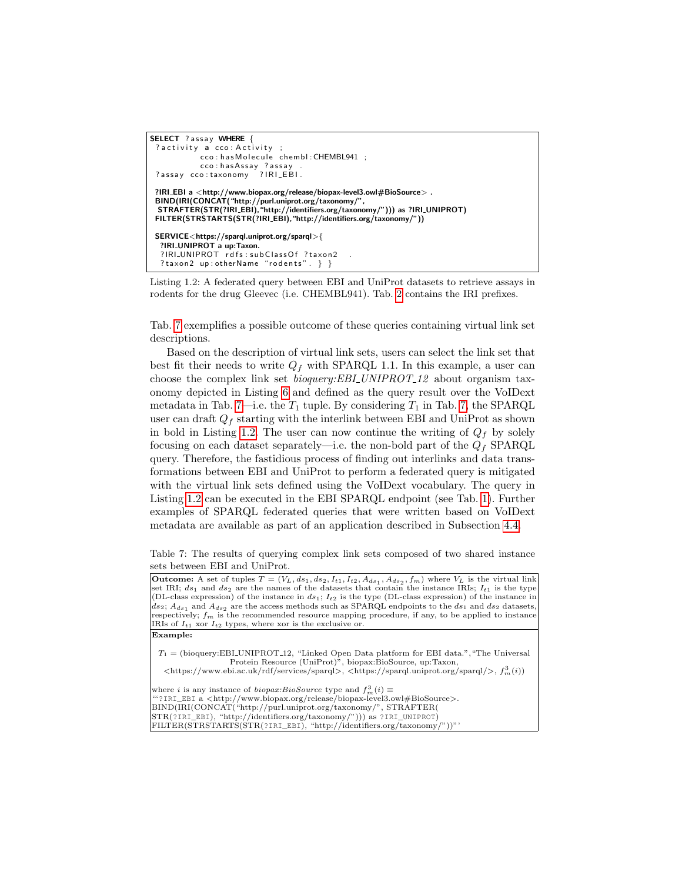```
SELECT ?assay WHERE {
 ?activity a cco:Activity ;
          cco:hasMolecule chembl:CHEMBL941 ;
          cco:hasAssay ?assay .
 ?assay cco:taxonomy  ?IRI_EBI.

 ?IRI_EBI a <http://www.biopax.org/release/biopax-level3.owl#BioSource> .
 BIND(IRI(CONCAT("http://purl.uniprot.org/taxonomy/",
  STRAFTER(STR(?IRI_EBI),"http://identifiers.org/taxonomy/"))) as ?IRI_UNIPROT)
 FILTER(STRSTARTS(STR(?IRI_EBI),"http://identifiers.org/taxonomy/"))

 SERVICE<https://sparql.uniprot.org/sparql>{
  ?IRI_UNIPROT a up:Taxon.
  ?IRI_UNIPROT rdfs:subClassOf ?taxon2  .
  ?taxon2 up:otherName "rodents". } }
```

Listing 1.2: A federated query between EBI and UniProt datasets to retrieve assays in rodents for the drug Gleevec (i.e. CHEMBL941). Tab. 2 contains the IRI prefixes.

Tab. 7 exemplifies a possible outcome of these queries containing virtual link set descriptions.

Based on the description of virtual link sets, users can select the link set that best fit their needs to write $Q_f$ with SPARQL 1.1. In this example, a user can choose the complex link set *bioquery:EBI_UNIPROT_12* about organism taxonomy depicted in Listing 6 and defined as the query result over the VoIDext metadata in Tab. 7—i.e. the $T_1$ tuple. By considering $T_1$ in Tab. 7, the SPARQL user can draft $Q_f$ starting with the interlink between EBI and UniProt as shown in bold in Listing 1.2. The user can now continue the writing of $Q_f$ by solely focusing on each dataset separately—i.e. the non-bold part of the $Q_f$ SPARQL query. Therefore, the fastidious process of finding out interlinks and data transformations between EBI and UniProt to perform a federated query is mitigated with the virtual link sets defined using the VoIDext vocabulary. The query in Listing 1.2 can be executed in the EBI SPARQL endpoint (see Tab. 1). Further examples of SPARQL federated queries that were written based on VoIDext metadata are available as part of an application described in Subsection 4.4.

Table 7: The results of querying complex link sets composed of two shared instance sets between EBI and UniProt.

| |
|---|
| **Outcome:** A set of tuples $T = (V_L, ds_1, ds_2, I_{t1}, I_{t2}, A_{ds_1}, A_{ds_2}, f_m)$ where $V_L$ is the virtual link set IRI; $ds_1$ and $ds_2$ are the names of the datasets that contain the instance IRIs; $I_{t1}$ is the type (DL-class expression) of the instance in $ds_1$; $I_{t2}$ is the type (DL-class expression) of the instance in $ds_2$; $A_{ds_1}$ and $A_{ds_2}$ are the access methods such as SPARQL endpoints to the $ds_1$ and $ds_2$ datasets, respectively; $f_m$ is the recommended resource mapping procedure, if any, to be applied to instance IRIs of $I_{t1}$ xor $I_{t2}$ types, where xor is the exclusive or. |
| **Example:** $T_1$ = (bioquery:EBI_UNIPROT_12, "Linked Open Data platform for EBI data.","The Universal Protein Resource (UniProt)", biopax:BioSource, up:Taxon, <https://www.ebi.ac.uk/rdf/services/sparql>, <https://sparql.uniprot.org/sparql/>, $f^3_m(i)$) <br> where $i$ is any instance of *biopax:BioSource* type and $f^3_m(i) \equiv$ "'?IRI_EBI a <http://www.biopax.org/release/biopax-level3.owl#BioSource>. BIND(IRI(CONCAT("http://purl.uniprot.org/taxonomy/", STRAFTER( STR(?IRI_EBI), "http://identifiers.org/taxonomy/"))) as ?IRI_UNIPROT) FILTER(STRSTARTS(STR(?IRI_EBI), "http://identifiers.org/taxonomy/"))"' |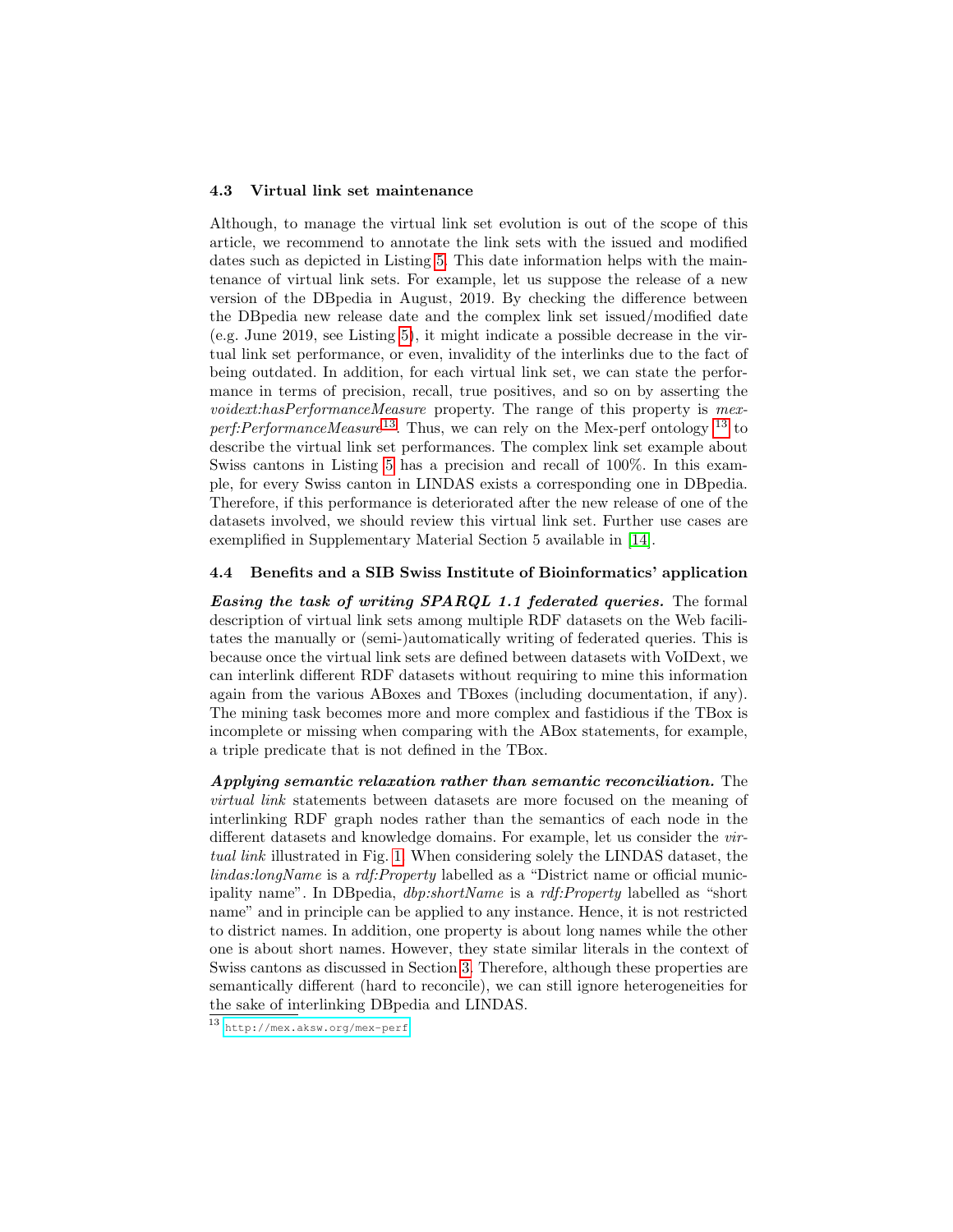### 4.3 Virtual link set maintenance

Although, to manage the virtual link set evolution is out of the scope of this article, we recommend to annotate the link sets with the issued and modified dates such as depicted in Listing 5. This date information helps with the maintenance of virtual link sets. For example, let us suppose the release of a new version of the DBpedia in August, 2019. By checking the difference between the DBpedia new release date and the complex link set issued/modified date (e.g. June 2019, see Listing 5), it might indicate a possible decrease in the virtual link set performance, or even, invalidity of the interlinks due to the fact of being outdated. In addition, for each virtual link set, we can state the performance in terms of precision, recall, true positives, and so on by asserting the *voidext:hasPerformanceMeasure* property. The range of this property is *mex-perf:PerformanceMeasure*[13]. Thus, we can rely on the Mex-perf ontology [13] to describe the virtual link set performances. The complex link set example about Swiss cantons in Listing 5 has a precision and recall of 100%. In this example, for every Swiss canton in LINDAS exists a corresponding one in DBpedia. Therefore, if this performance is deteriorated after the new release of one of the datasets involved, we should review this virtual link set. Further use cases are exemplified in Supplementary Material Section 5 available in [14].

### 4.4 Benefits and a SIB Swiss Institute of Bioinformatics' application

***Easing the task of writing SPARQL 1.1 federated queries.*** The formal description of virtual link sets among multiple RDF datasets on the Web facilitates the manually or (semi-)automatically writing of federated queries. This is because once the virtual link sets are defined between datasets with VoIDext, we can interlink different RDF datasets without requiring to mine this information again from the various ABoxes and TBoxes (including documentation, if any). The mining task becomes more and more complex and fastidious if the TBox is incomplete or missing when comparing with the ABox statements, for example, a triple predicate that is not defined in the TBox.

***Applying semantic relaxation rather than semantic reconciliation.*** The *virtual link* statements between datasets are more focused on the meaning of interlinking RDF graph nodes rather than the semantics of each node in the different datasets and knowledge domains. For example, let us consider the *virtual link* illustrated in Fig. 1. When considering solely the LINDAS dataset, the *lindas:longName* is a *rdf:Property* labelled as a "District name or official municipality name". In DBpedia, *dbp:shortName* is a *rdf:Property* labelled as "short name" and in principle can be applied to any instance. Hence, it is not restricted to district names. In addition, one property is about long names while the other one is about short names. However, they state similar literals in the context of Swiss cantons as discussed in Section 3. Therefore, although these properties are semantically different (hard to reconcile), we can still ignore heterogeneities for the sake of interlinking DBpedia and LINDAS.

[13] http://mex.aksw.org/mex-perf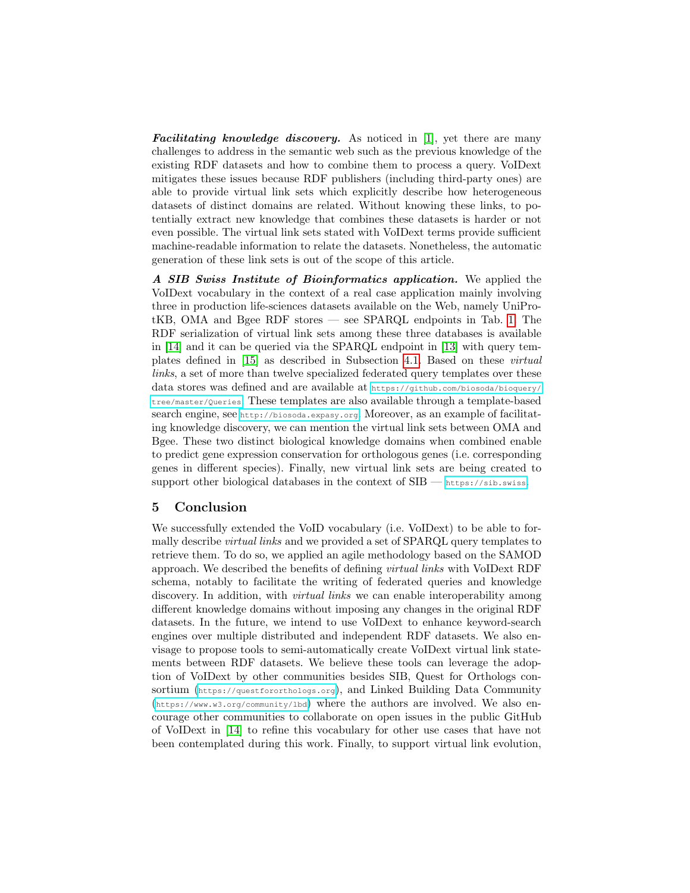***Facilitating knowledge discovery.*** As noticed in [1], yet there are many challenges to address in the semantic web such as the previous knowledge of the existing RDF datasets and how to combine them to process a query. VoIDext mitigates these issues because RDF publishers (including third-party ones) are able to provide virtual link sets which explicitly describe how heterogeneous datasets of distinct domains are related. Without knowing these links, to potentially extract new knowledge that combines these datasets is harder or not even possible. The virtual link sets stated with VoIDext terms provide sufficient machine-readable information to relate the datasets. Nonetheless, the automatic generation of these link sets is out of the scope of this article.

***A SIB Swiss Institute of Bioinformatics application.*** We applied the VoIDext vocabulary in the context of a real case application mainly involving three in production life-sciences datasets available on the Web, namely UniProtKB, OMA and Bgee RDF stores — see SPARQL endpoints in Tab. 1. The RDF serialization of virtual link sets among these three databases is available in [14] and it can be queried via the SPARQL endpoint in [13] with query templates defined in [15] as described in Subsection 4.1. Based on these *virtual links*, a set of more than twelve specialized federated query templates over these data stores was defined and are available at `https://github.com/biosoda/bioquery/tree/master/Queries`. These templates are also available through a template-based search engine, see `http://biosoda.expasy.org`. Moreover, as an example of facilitating knowledge discovery, we can mention the virtual link sets between OMA and Bgee. These two distinct biological knowledge domains when combined enable to predict gene expression conservation for orthologous genes (i.e. corresponding genes in different species). Finally, new virtual link sets are being created to support other biological databases in the context of SIB — `https://sib.swiss`.

## 5 Conclusion

We successfully extended the VoID vocabulary (i.e. VoIDext) to be able to formally describe *virtual links* and we provided a set of SPARQL query templates to retrieve them. To do so, we applied an agile methodology based on the SAMOD approach. We described the benefits of defining *virtual links* with VoIDext RDF schema, notably to facilitate the writing of federated queries and knowledge discovery. In addition, with *virtual links* we can enable interoperability among different knowledge domains without imposing any changes in the original RDF datasets. In the future, we intend to use VoIDext to enhance keyword-search engines over multiple distributed and independent RDF datasets. We also envisage to propose tools to semi-automatically create VoIDext virtual link statements between RDF datasets. We believe these tools can leverage the adoption of VoIDext by other communities besides SIB, Quest for Orthologs consortium (`https://questfororthologs.org`), and Linked Building Data Community (`https://www.w3.org/community/lbd`) where the authors are involved. We also encourage other communities to collaborate on open issues in the public GitHub of VoIDext in [14] to refine this vocabulary for other use cases that have not been contemplated during this work. Finally, to support virtual link evolution,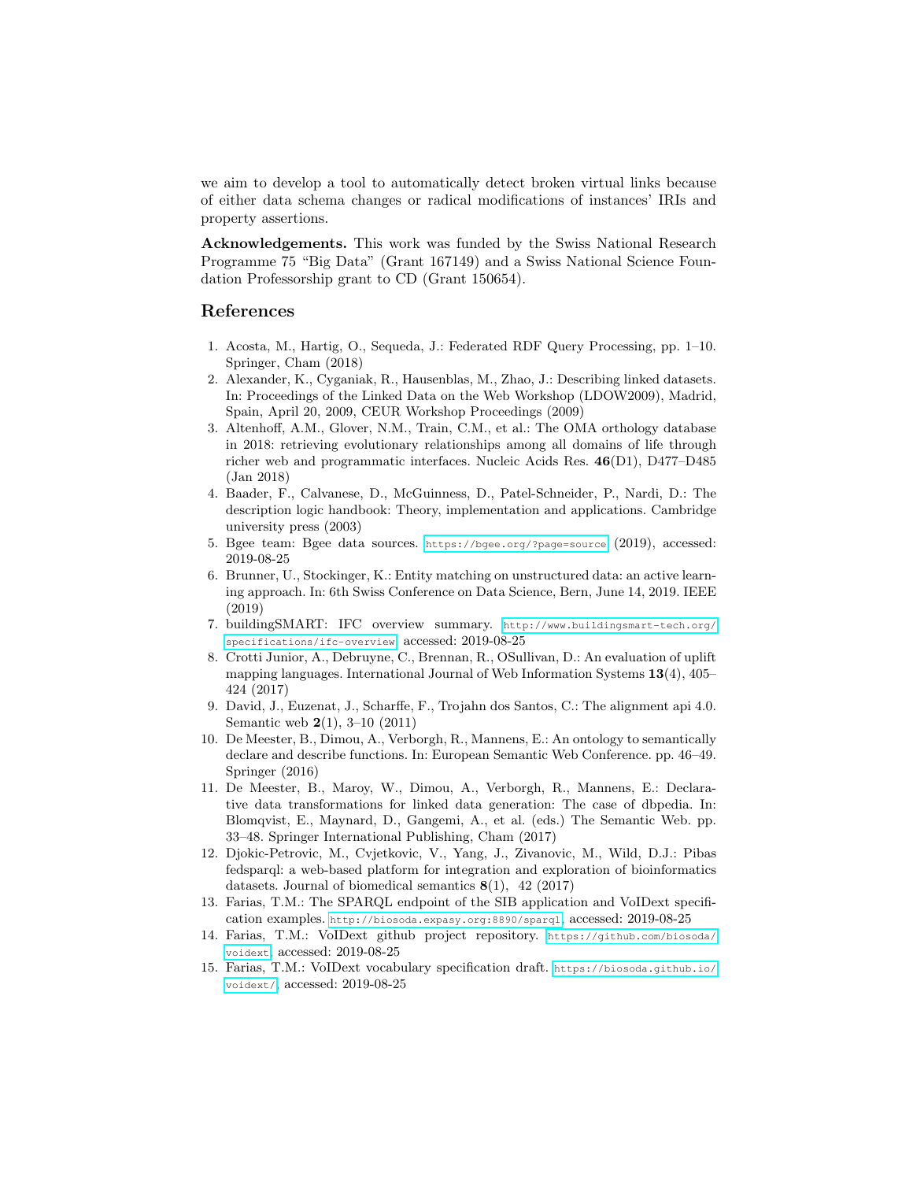we aim to develop a tool to automatically detect broken virtual links because of either data schema changes or radical modifications of instances' IRIs and property assertions.

**Acknowledgements.** This work was funded by the Swiss National Research Programme 75 "Big Data" (Grant 167149) and a Swiss National Science Foundation Professorship grant to CD (Grant 150654).

## References

1. Acosta, M., Hartig, O., Sequeda, J.: Federated RDF Query Processing, pp. 1–10. Springer, Cham (2018)
2. Alexander, K., Cyganiak, R., Hausenblas, M., Zhao, J.: Describing linked datasets. In: Proceedings of the Linked Data on the Web Workshop (LDOW2009), Madrid, Spain, April 20, 2009, CEUR Workshop Proceedings (2009)
3. Altenhoff, A.M., Glover, N.M., Train, C.M., et al.: The OMA orthology database in 2018: retrieving evolutionary relationships among all domains of life through richer web and programmatic interfaces. Nucleic Acids Res. **46**(D1), D477–D485 (Jan 2018)
4. Baader, F., Calvanese, D., McGuinness, D., Patel-Schneider, P., Nardi, D.: The description logic handbook: Theory, implementation and applications. Cambridge university press (2003)
5. Bgee team: Bgee data sources. https://bgee.org/?page=source (2019), accessed: 2019-08-25
6. Brunner, U., Stockinger, K.: Entity matching on unstructured data: an active learning approach. In: 6th Swiss Conference on Data Science, Bern, June 14, 2019. IEEE (2019)
7. buildingSMART: IFC overview summary. http://www.buildingsmart-tech.org/specifications/ifc-overview, accessed: 2019-08-25
8. Crotti Junior, A., Debruyne, C., Brennan, R., OSullivan, D.: An evaluation of uplift mapping languages. International Journal of Web Information Systems **13**(4), 405–424 (2017)
9. David, J., Euzenat, J., Scharffe, F., Trojahn dos Santos, C.: The alignment api 4.0. Semantic web **2**(1), 3–10 (2011)
10. De Meester, B., Dimou, A., Verborgh, R., Mannens, E.: An ontology to semantically declare and describe functions. In: European Semantic Web Conference. pp. 46–49. Springer (2016)
11. De Meester, B., Maroy, W., Dimou, A., Verborgh, R., Mannens, E.: Declarative data transformations for linked data generation: The case of dbpedia. In: Blomqvist, E., Maynard, D., Gangemi, A., et al. (eds.) The Semantic Web. pp. 33–48. Springer International Publishing, Cham (2017)
12. Djokic-Petrovic, M., Cvjetkovic, V., Yang, J., Zivanovic, M., Wild, D.J.: Pibas fedsparql: a web-based platform for integration and exploration of bioinformatics datasets. Journal of biomedical semantics **8**(1), 42 (2017)
13. Farias, T.M.: The SPARQL endpoint of the SIB application and VoIDext specification examples. http://biosoda.expasy.org:8890/sparql, accessed: 2019-08-25
14. Farias, T.M.: VoIDext github project repository. https://github.com/biosoda/voidext, accessed: 2019-08-25
15. Farias, T.M.: VoIDext vocabulary specification draft. https://biosoda.github.io/voidext/, accessed: 2019-08-25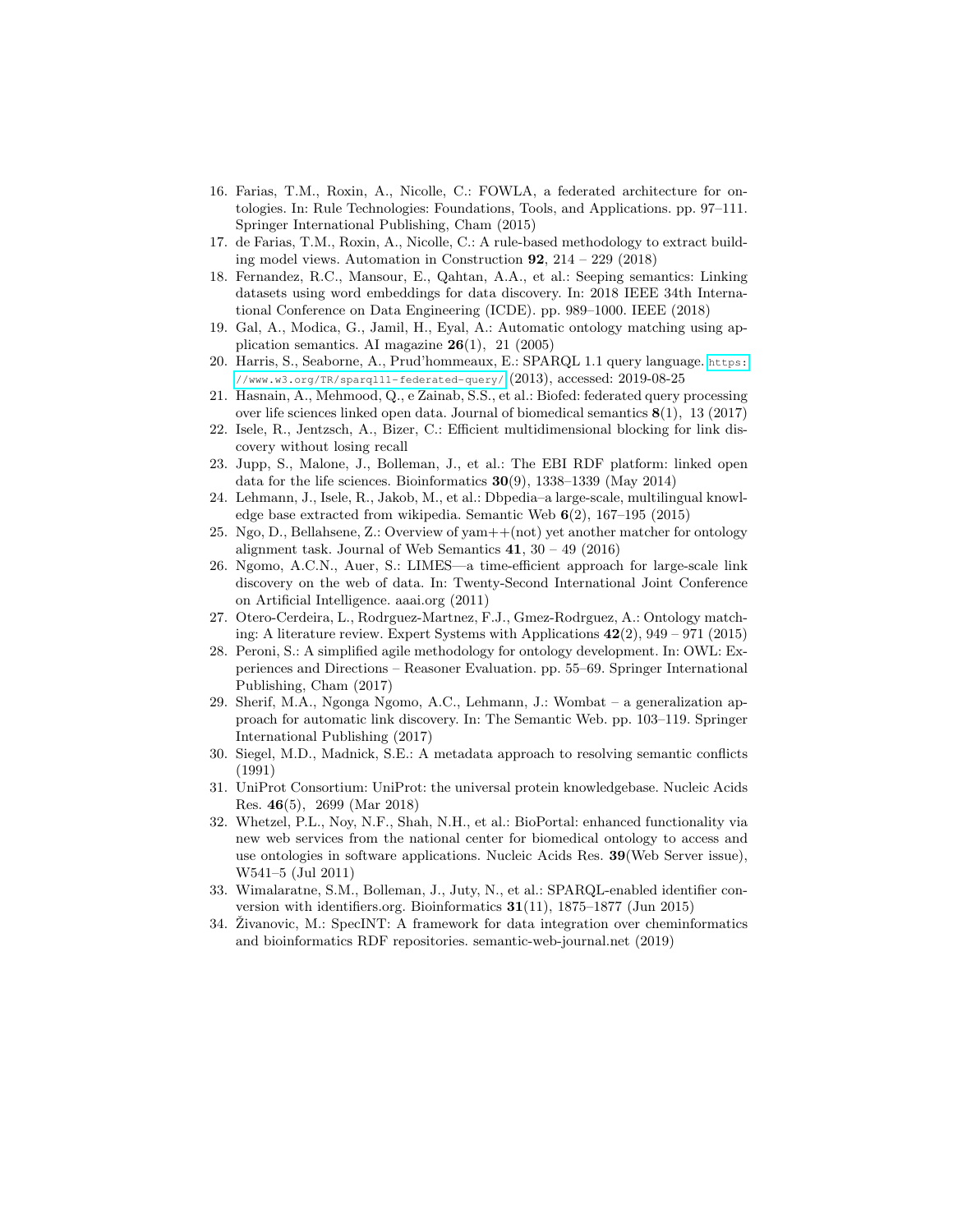16. Farias, T.M., Roxin, A., Nicolle, C.: FOWLA, a federated architecture for ontologies. In: Rule Technologies: Foundations, Tools, and Applications. pp. 97–111. Springer International Publishing, Cham (2015)
17. de Farias, T.M., Roxin, A., Nicolle, C.: A rule-based methodology to extract building model views. Automation in Construction **92**, 214 – 229 (2018)
18. Fernandez, R.C., Mansour, E., Qahtan, A.A., et al.: Seeping semantics: Linking datasets using word embeddings for data discovery. In: 2018 IEEE 34th International Conference on Data Engineering (ICDE). pp. 989–1000. IEEE (2018)
19. Gal, A., Modica, G., Jamil, H., Eyal, A.: Automatic ontology matching using application semantics. AI magazine **26**(1), 21 (2005)
20. Harris, S., Seaborne, A., Prud'hommeaux, E.: SPARQL 1.1 query language. https://www.w3.org/TR/sparql11-federated-query/ (2013), accessed: 2019-08-25
21. Hasnain, A., Mehmood, Q., e Zainab, S.S., et al.: Biofed: federated query processing over life sciences linked open data. Journal of biomedical semantics **8**(1), 13 (2017)
22. Isele, R., Jentzsch, A., Bizer, C.: Efficient multidimensional blocking for link discovery without losing recall
23. Jupp, S., Malone, J., Bolleman, J., et al.: The EBI RDF platform: linked open data for the life sciences. Bioinformatics **30**(9), 1338–1339 (May 2014)
24. Lehmann, J., Isele, R., Jakob, M., et al.: Dbpedia–a large-scale, multilingual knowledge base extracted from wikipedia. Semantic Web **6**(2), 167–195 (2015)
25. Ngo, D., Bellahsene, Z.: Overview of yam++(not) yet another matcher for ontology alignment task. Journal of Web Semantics **41**, 30 – 49 (2016)
26. Ngomo, A.C.N., Auer, S.: LIMES—a time-efficient approach for large-scale link discovery on the web of data. In: Twenty-Second International Joint Conference on Artificial Intelligence. aaai.org (2011)
27. Otero-Cerdeira, L., Rodrguez-Martnez, F.J., Gmez-Rodrguez, A.: Ontology matching: A literature review. Expert Systems with Applications **42**(2), 949 – 971 (2015)
28. Peroni, S.: A simplified agile methodology for ontology development. In: OWL: Experiences and Directions – Reasoner Evaluation. pp. 55–69. Springer International Publishing, Cham (2017)
29. Sherif, M.A., Ngonga Ngomo, A.C., Lehmann, J.: Wombat – a generalization approach for automatic link discovery. In: The Semantic Web. pp. 103–119. Springer International Publishing (2017)
30. Siegel, M.D., Madnick, S.E.: A metadata approach to resolving semantic conflicts (1991)
31. UniProt Consortium: UniProt: the universal protein knowledgebase. Nucleic Acids Res. **46**(5), 2699 (Mar 2018)
32. Whetzel, P.L., Noy, N.F., Shah, N.H., et al.: BioPortal: enhanced functionality via new web services from the national center for biomedical ontology to access and use ontologies in software applications. Nucleic Acids Res. **39**(Web Server issue), W541–5 (Jul 2011)
33. Wimalaratne, S.M., Bolleman, J., Juty, N., et al.: SPARQL-enabled identifier conversion with identifiers.org. Bioinformatics **31**(11), 1875–1877 (Jun 2015)
34. Živanovic, M.: SpecINT: A framework for data integration over cheminformatics and bioinformatics RDF repositories. semantic-web-journal.net (2019)